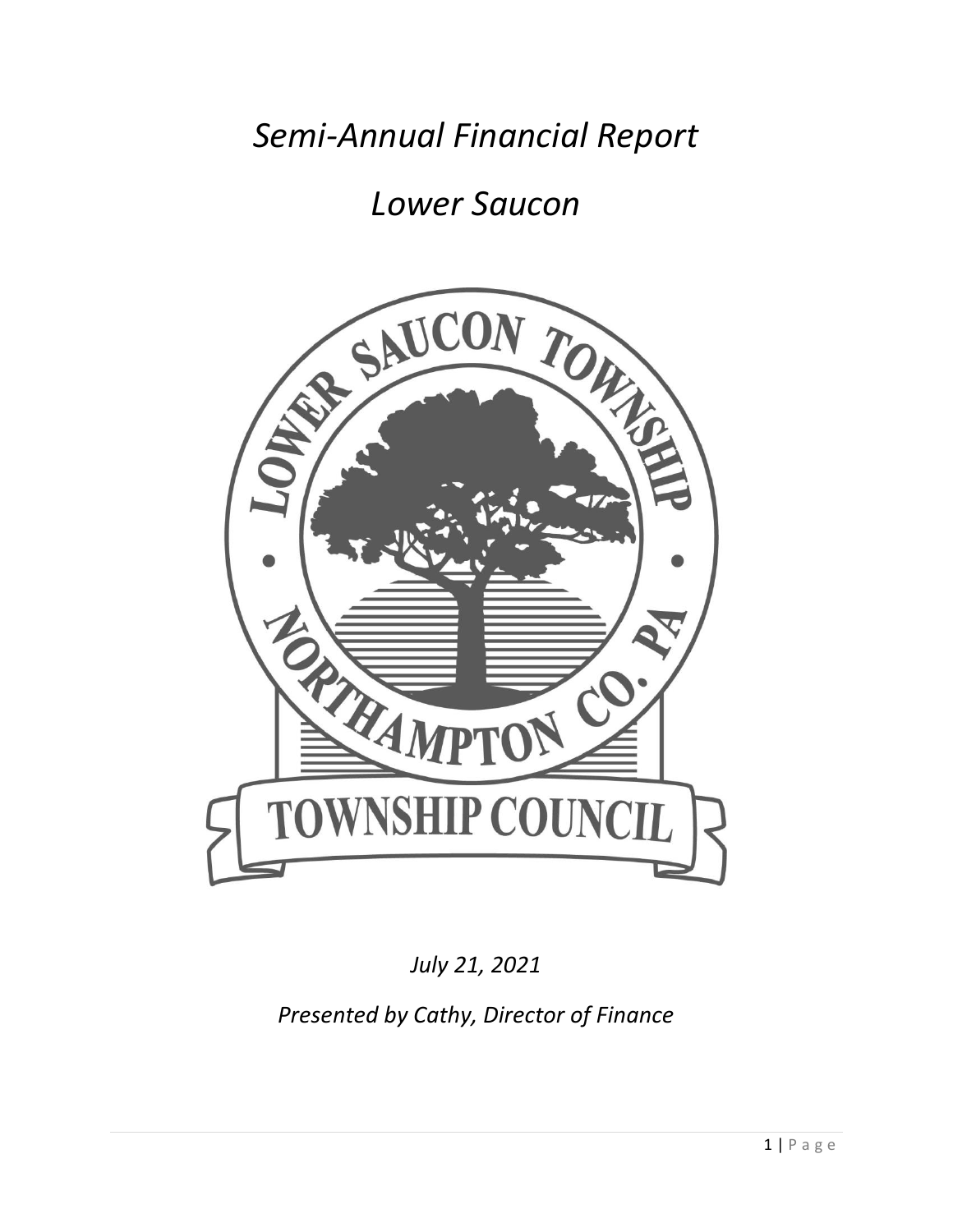# *Semi-Annual Financial Report*

# *Lower Saucon*

*July 21, 2021*

*Presented by Cathy, Director of Finance*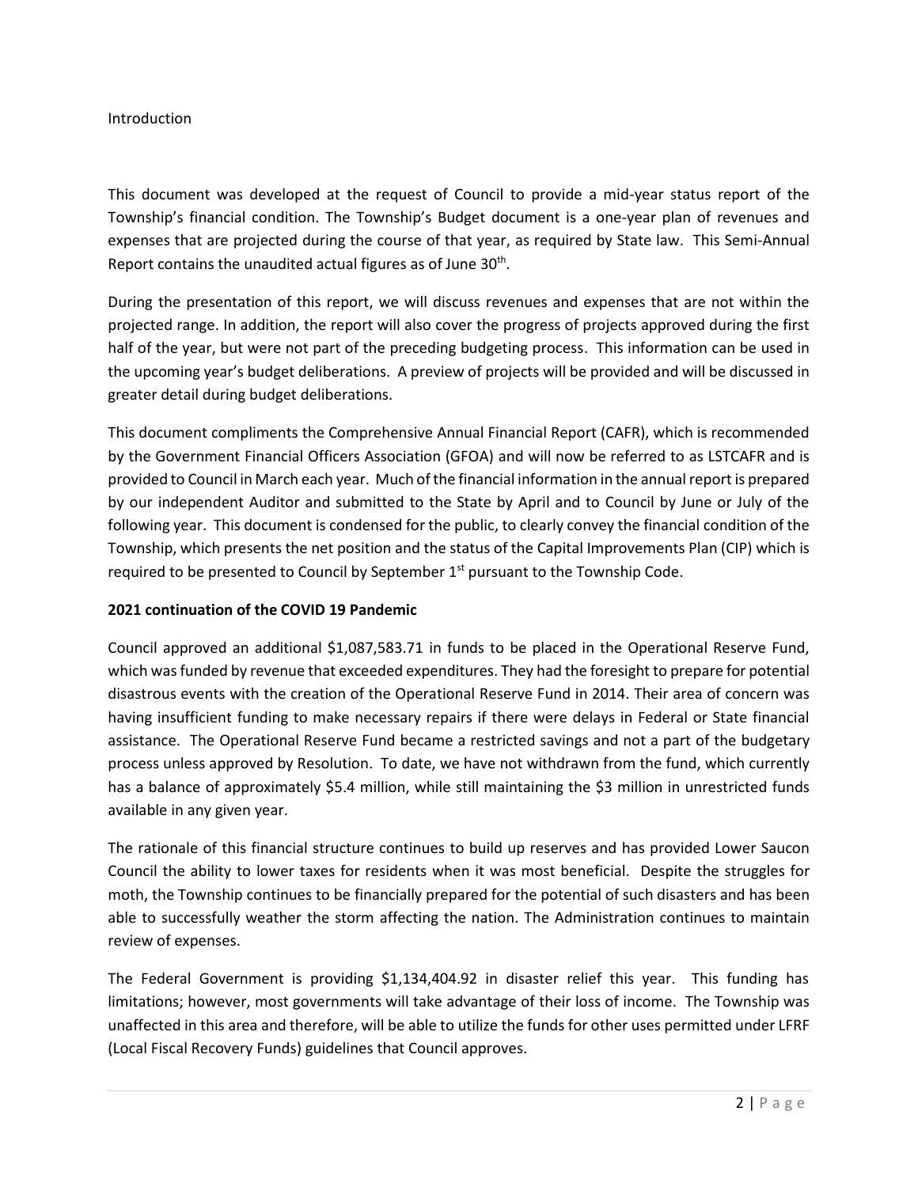Introduction

This document was developed at the request of Council to provide a mid-year status report of the Township's financial condition. The Township's Budget document is a one-year plan of revenues and expenses that are projected during the course of that year, as required by State law. This Semi-Annual Report contains the unaudited actual figures as of June 30th.

During the presentation of this report, we will discuss revenues and expenses that are not within the projected range. In addition, the report will also cover the progress of projects approved during the first half of the year, but were not part of the preceding budgeting process. This information can be used in the upcoming year's budget deliberations. A preview of projects will be provided and will be discussed in greater detail during budget deliberations.

This document compliments the Comprehensive Annual Financial Report (CAFR), which is recommended by the Government Financial Officers Association (GFOA) and will now be referred to as LSTCAFR and is provided to Council in March each year. Much of the financial information in the annual report is prepared by our independent Auditor and submitted to the State by April and to Council by June or July of the following year. This document is condensed for the public, to clearly convey the financial condition of the Township, which presents the net position and the status of the Capital Improvements Plan (CIP) which is required to be presented to Council by September 1st pursuant to the Township Code.

**2021 continuation of the COVID 19 Pandemic**

Council approved an additional $1,087,583.71 in funds to be placed in the Operational Reserve Fund, which was funded by revenue that exceeded expenditures. They had the foresight to prepare for potential disastrous events with the creation of the Operational Reserve Fund in 2014. Their area of concern was having insufficient funding to make necessary repairs if there were delays in Federal or State financial assistance. The Operational Reserve Fund became a restricted savings and not a part of the budgetary process unless approved by Resolution. To date, we have not withdrawn from the fund, which currently has a balance of approximately $5.4 million, while still maintaining the $3 million in unrestricted funds available in any given year.

The rationale of this financial structure continues to build up reserves and has provided Lower Saucon Council the ability to lower taxes for residents when it was most beneficial. Despite the struggles for moth, the Township continues to be financially prepared for the potential of such disasters and has been able to successfully weather the storm affecting the nation. The Administration continues to maintain review of expenses.

The Federal Government is providing $1,134,404.92 in disaster relief this year. This funding has limitations; however, most governments will take advantage of their loss of income. The Township was unaffected in this area and therefore, will be able to utilize the funds for other uses permitted under LFRF (Local Fiscal Recovery Funds) guidelines that Council approves.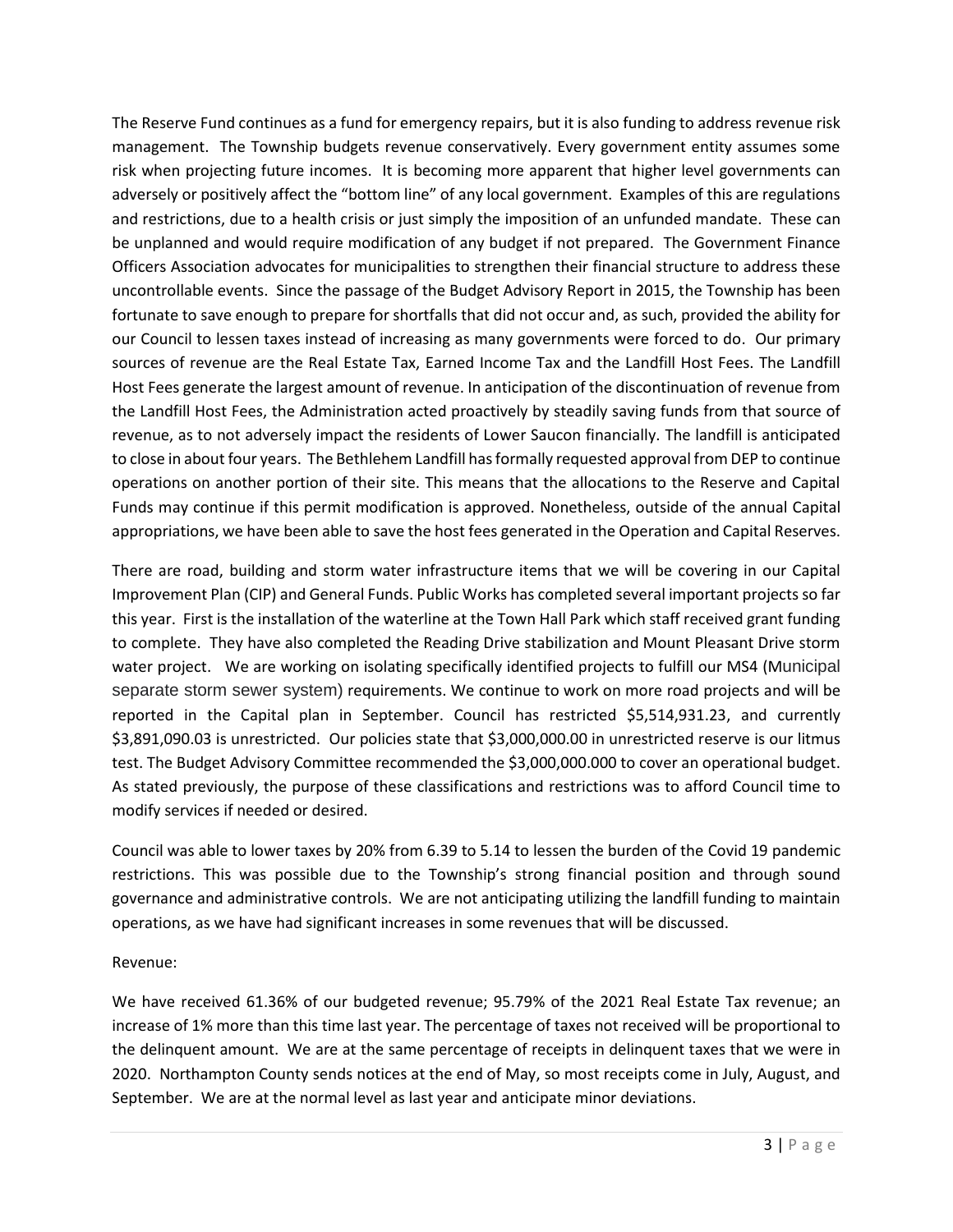The Reserve Fund continues as a fund for emergency repairs, but it is also funding to address revenue risk management. The Township budgets revenue conservatively. Every government entity assumes some risk when projecting future incomes. It is becoming more apparent that higher level governments can adversely or positively affect the "bottom line" of any local government. Examples of this are regulations and restrictions, due to a health crisis or just simply the imposition of an unfunded mandate. These can be unplanned and would require modification of any budget if not prepared. The Government Finance Officers Association advocates for municipalities to strengthen their financial structure to address these uncontrollable events. Since the passage of the Budget Advisory Report in 2015, the Township has been fortunate to save enough to prepare for shortfalls that did not occur and, as such, provided the ability for our Council to lessen taxes instead of increasing as many governments were forced to do. Our primary sources of revenue are the Real Estate Tax, Earned Income Tax and the Landfill Host Fees. The Landfill Host Fees generate the largest amount of revenue. In anticipation of the discontinuation of revenue from the Landfill Host Fees, the Administration acted proactively by steadily saving funds from that source of revenue, as to not adversely impact the residents of Lower Saucon financially. The landfill is anticipated to close in about four years. The Bethlehem Landfill has formally requested approval from DEP to continue operations on another portion of their site. This means that the allocations to the Reserve and Capital Funds may continue if this permit modification is approved. Nonetheless, outside of the annual Capital appropriations, we have been able to save the host fees generated in the Operation and Capital Reserves.

There are road, building and storm water infrastructure items that we will be covering in our Capital Improvement Plan (CIP) and General Funds. Public Works has completed several important projects so far this year. First is the installation of the waterline at the Town Hall Park which staff received grant funding to complete. They have also completed the Reading Drive stabilization and Mount Pleasant Drive storm water project. We are working on isolating specifically identified projects to fulfill our MS4 (Municipal separate storm sewer system) requirements. We continue to work on more road projects and will be reported in the Capital plan in September. Council has restricted $5,514,931.23, and currently $3,891,090.03 is unrestricted. Our policies state that $3,000,000.00 in unrestricted reserve is our litmus test. The Budget Advisory Committee recommended the $3,000,000.000 to cover an operational budget. As stated previously, the purpose of these classifications and restrictions was to afford Council time to modify services if needed or desired.

Council was able to lower taxes by 20% from 6.39 to 5.14 to lessen the burden of the Covid 19 pandemic restrictions. This was possible due to the Township's strong financial position and through sound governance and administrative controls. We are not anticipating utilizing the landfill funding to maintain operations, as we have had significant increases in some revenues that will be discussed.

Revenue:

We have received 61.36% of our budgeted revenue; 95.79% of the 2021 Real Estate Tax revenue; an increase of 1% more than this time last year. The percentage of taxes not received will be proportional to the delinquent amount. We are at the same percentage of receipts in delinquent taxes that we were in 2020. Northampton County sends notices at the end of May, so most receipts come in July, August, and September. We are at the normal level as last year and anticipate minor deviations.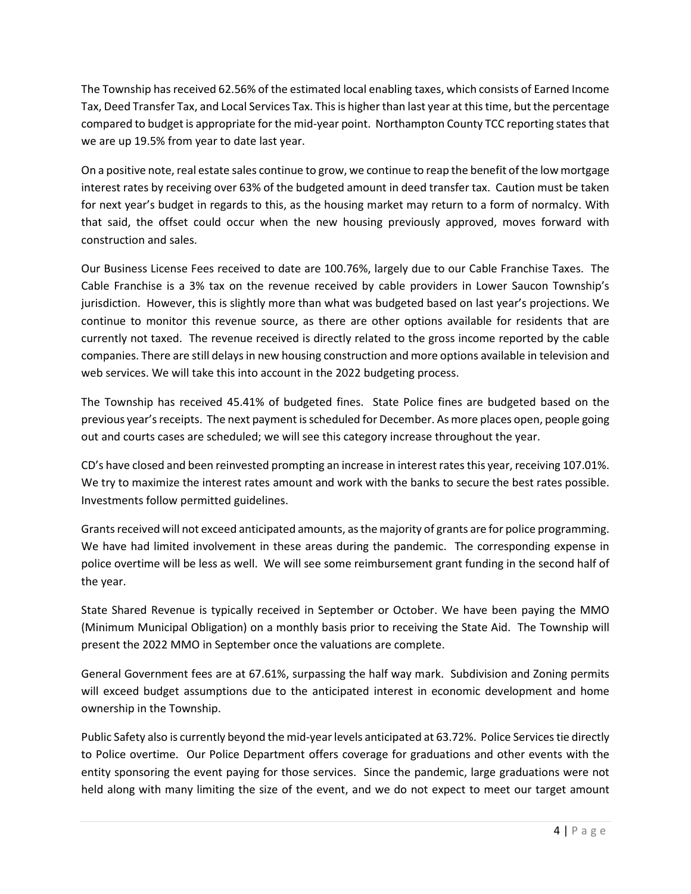The Township has received 62.56% of the estimated local enabling taxes, which consists of Earned Income Tax, Deed Transfer Tax, and Local Services Tax. This is higher than last year at this time, but the percentage compared to budget is appropriate for the mid-year point. Northampton County TCC reporting states that we are up 19.5% from year to date last year.

On a positive note, real estate sales continue to grow, we continue to reap the benefit of the low mortgage interest rates by receiving over 63% of the budgeted amount in deed transfer tax. Caution must be taken for next year's budget in regards to this, as the housing market may return to a form of normalcy. With that said, the offset could occur when the new housing previously approved, moves forward with construction and sales.

Our Business License Fees received to date are 100.76%, largely due to our Cable Franchise Taxes. The Cable Franchise is a 3% tax on the revenue received by cable providers in Lower Saucon Township's jurisdiction. However, this is slightly more than what was budgeted based on last year's projections. We continue to monitor this revenue source, as there are other options available for residents that are currently not taxed. The revenue received is directly related to the gross income reported by the cable companies. There are still delays in new housing construction and more options available in television and web services. We will take this into account in the 2022 budgeting process.

The Township has received 45.41% of budgeted fines. State Police fines are budgeted based on the previous year's receipts. The next payment is scheduled for December. As more places open, people going out and courts cases are scheduled; we will see this category increase throughout the year.

CD's have closed and been reinvested prompting an increase in interest rates this year, receiving 107.01%. We try to maximize the interest rates amount and work with the banks to secure the best rates possible. Investments follow permitted guidelines.

Grants received will not exceed anticipated amounts, as the majority of grants are for police programming. We have had limited involvement in these areas during the pandemic. The corresponding expense in police overtime will be less as well. We will see some reimbursement grant funding in the second half of the year.

State Shared Revenue is typically received in September or October. We have been paying the MMO (Minimum Municipal Obligation) on a monthly basis prior to receiving the State Aid. The Township will present the 2022 MMO in September once the valuations are complete.

General Government fees are at 67.61%, surpassing the half way mark. Subdivision and Zoning permits will exceed budget assumptions due to the anticipated interest in economic development and home ownership in the Township.

Public Safety also is currently beyond the mid-year levels anticipated at 63.72%. Police Services tie directly to Police overtime. Our Police Department offers coverage for graduations and other events with the entity sponsoring the event paying for those services. Since the pandemic, large graduations were not held along with many limiting the size of the event, and we do not expect to meet our target amount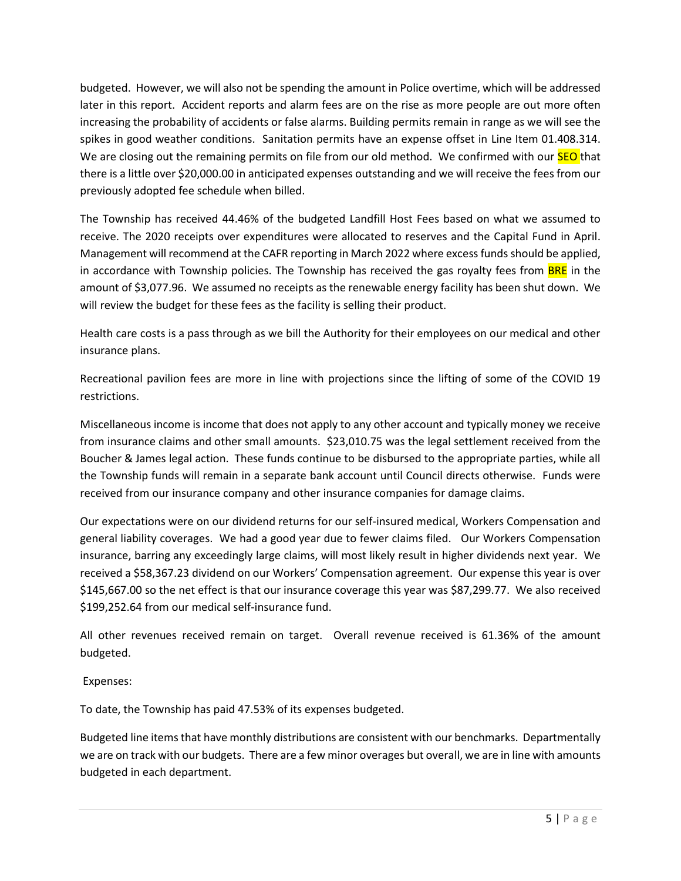budgeted. However, we will also not be spending the amount in Police overtime, which will be addressed later in this report. Accident reports and alarm fees are on the rise as more people are out more often increasing the probability of accidents or false alarms. Building permits remain in range as we will see the spikes in good weather conditions. Sanitation permits have an expense offset in Line Item 01.408.314. We are closing out the remaining permits on file from our old method. We confirmed with our SEO that there is a little over $20,000.00 in anticipated expenses outstanding and we will receive the fees from our previously adopted fee schedule when billed.

The Township has received 44.46% of the budgeted Landfill Host Fees based on what we assumed to receive. The 2020 receipts over expenditures were allocated to reserves and the Capital Fund in April. Management will recommend at the CAFR reporting in March 2022 where excess funds should be applied, in accordance with Township policies. The Township has received the gas royalty fees from BRE in the amount of $3,077.96. We assumed no receipts as the renewable energy facility has been shut down. We will review the budget for these fees as the facility is selling their product.

Health care costs is a pass through as we bill the Authority for their employees on our medical and other insurance plans.

Recreational pavilion fees are more in line with projections since the lifting of some of the COVID 19 restrictions.

Miscellaneous income is income that does not apply to any other account and typically money we receive from insurance claims and other small amounts. $23,010.75 was the legal settlement received from the Boucher & James legal action. These funds continue to be disbursed to the appropriate parties, while all the Township funds will remain in a separate bank account until Council directs otherwise. Funds were received from our insurance company and other insurance companies for damage claims.

Our expectations were on our dividend returns for our self-insured medical, Workers Compensation and general liability coverages. We had a good year due to fewer claims filed. Our Workers Compensation insurance, barring any exceedingly large claims, will most likely result in higher dividends next year. We received a $58,367.23 dividend on our Workers' Compensation agreement. Our expense this year is over $145,667.00 so the net effect is that our insurance coverage this year was $87,299.77. We also received $199,252.64 from our medical self-insurance fund.

All other revenues received remain on target. Overall revenue received is 61.36% of the amount budgeted.

Expenses:

To date, the Township has paid 47.53% of its expenses budgeted.

Budgeted line items that have monthly distributions are consistent with our benchmarks. Departmentally we are on track with our budgets. There are a few minor overages but overall, we are in line with amounts budgeted in each department.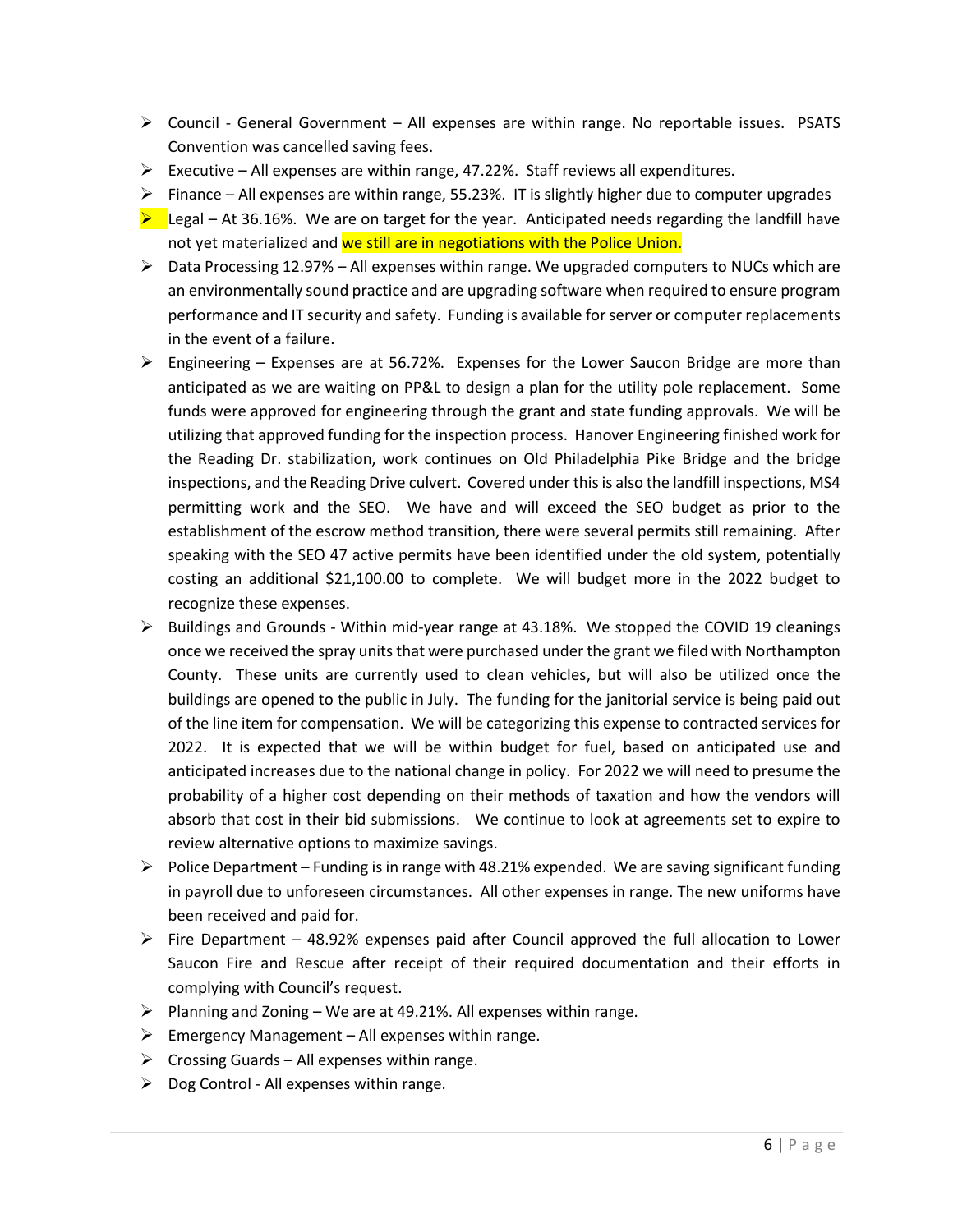- Council - General Government – All expenses are within range. No reportable issues. PSATS Convention was cancelled saving fees.
- Executive – All expenses are within range, 47.22%. Staff reviews all expenditures.
- Finance – All expenses are within range, 55.23%. IT is slightly higher due to computer upgrades
- Legal – At 36.16%. We are on target for the year. Anticipated needs regarding the landfill have not yet materialized and we still are in negotiations with the Police Union.
- Data Processing 12.97% – All expenses within range. We upgraded computers to NUCs which are an environmentally sound practice and are upgrading software when required to ensure program performance and IT security and safety. Funding is available for server or computer replacements in the event of a failure.
- Engineering – Expenses are at 56.72%. Expenses for the Lower Saucon Bridge are more than anticipated as we are waiting on PP&L to design a plan for the utility pole replacement. Some funds were approved for engineering through the grant and state funding approvals. We will be utilizing that approved funding for the inspection process. Hanover Engineering finished work for the Reading Dr. stabilization, work continues on Old Philadelphia Pike Bridge and the bridge inspections, and the Reading Drive culvert. Covered under this is also the landfill inspections, MS4 permitting work and the SEO. We have and will exceed the SEO budget as prior to the establishment of the escrow method transition, there were several permits still remaining. After speaking with the SEO 47 active permits have been identified under the old system, potentially costing an additional $21,100.00 to complete. We will budget more in the 2022 budget to recognize these expenses.
- Buildings and Grounds - Within mid-year range at 43.18%. We stopped the COVID 19 cleanings once we received the spray units that were purchased under the grant we filed with Northampton County. These units are currently used to clean vehicles, but will also be utilized once the buildings are opened to the public in July. The funding for the janitorial service is being paid out of the line item for compensation. We will be categorizing this expense to contracted services for 2022. It is expected that we will be within budget for fuel, based on anticipated use and anticipated increases due to the national change in policy. For 2022 we will need to presume the probability of a higher cost depending on their methods of taxation and how the vendors will absorb that cost in their bid submissions. We continue to look at agreements set to expire to review alternative options to maximize savings.
- Police Department – Funding is in range with 48.21% expended. We are saving significant funding in payroll due to unforeseen circumstances. All other expenses in range. The new uniforms have been received and paid for.
- Fire Department – 48.92% expenses paid after Council approved the full allocation to Lower Saucon Fire and Rescue after receipt of their required documentation and their efforts in complying with Council's request.
- Planning and Zoning – We are at 49.21%. All expenses within range.
- Emergency Management – All expenses within range.
- Crossing Guards – All expenses within range.
- Dog Control - All expenses within range.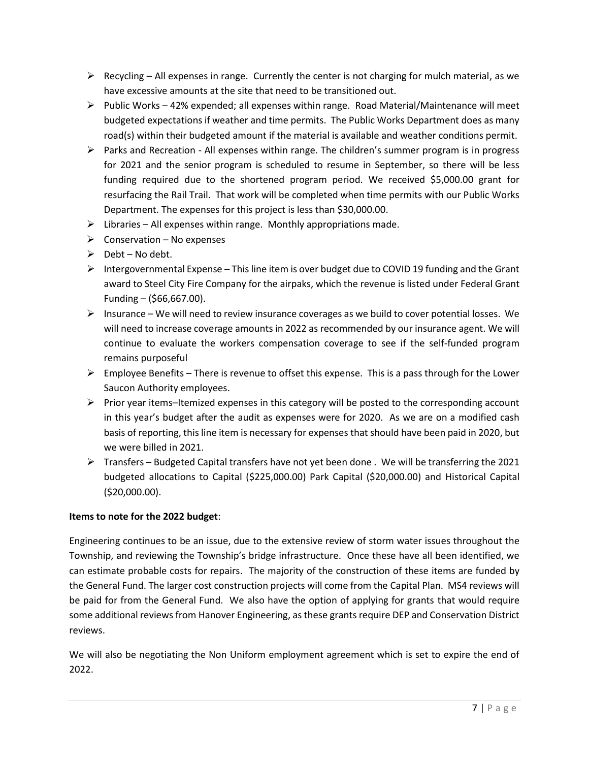- Recycling – All expenses in range. Currently the center is not charging for mulch material, as we have excessive amounts at the site that need to be transitioned out.
- Public Works – 42% expended; all expenses within range. Road Material/Maintenance will meet budgeted expectations if weather and time permits. The Public Works Department does as many road(s) within their budgeted amount if the material is available and weather conditions permit.
- Parks and Recreation - All expenses within range. The children's summer program is in progress for 2021 and the senior program is scheduled to resume in September, so there will be less funding required due to the shortened program period. We received $5,000.00 grant for resurfacing the Rail Trail. That work will be completed when time permits with our Public Works Department. The expenses for this project is less than $30,000.00.
- Libraries – All expenses within range. Monthly appropriations made.
- Conservation – No expenses
- Debt – No debt.
- Intergovernmental Expense – This line item is over budget due to COVID 19 funding and the Grant award to Steel City Fire Company for the airpaks, which the revenue is listed under Federal Grant Funding – ($66,667.00).
- Insurance – We will need to review insurance coverages as we build to cover potential losses. We will need to increase coverage amounts in 2022 as recommended by our insurance agent. We will continue to evaluate the workers compensation coverage to see if the self-funded program remains purposeful
- Employee Benefits – There is revenue to offset this expense. This is a pass through for the Lower Saucon Authority employees.
- Prior year items–Itemized expenses in this category will be posted to the corresponding account in this year's budget after the audit as expenses were for 2020. As we are on a modified cash basis of reporting, this line item is necessary for expenses that should have been paid in 2020, but we were billed in 2021.
- Transfers – Budgeted Capital transfers have not yet been done . We will be transferring the 2021 budgeted allocations to Capital ($225,000.00) Park Capital ($20,000.00) and Historical Capital ($20,000.00).

**Items to note for the 2022 budget**:

Engineering continues to be an issue, due to the extensive review of storm water issues throughout the Township, and reviewing the Township's bridge infrastructure. Once these have all been identified, we can estimate probable costs for repairs. The majority of the construction of these items are funded by the General Fund. The larger cost construction projects will come from the Capital Plan. MS4 reviews will be paid for from the General Fund. We also have the option of applying for grants that would require some additional reviews from Hanover Engineering, as these grants require DEP and Conservation District reviews.

We will also be negotiating the Non Uniform employment agreement which is set to expire the end of 2022.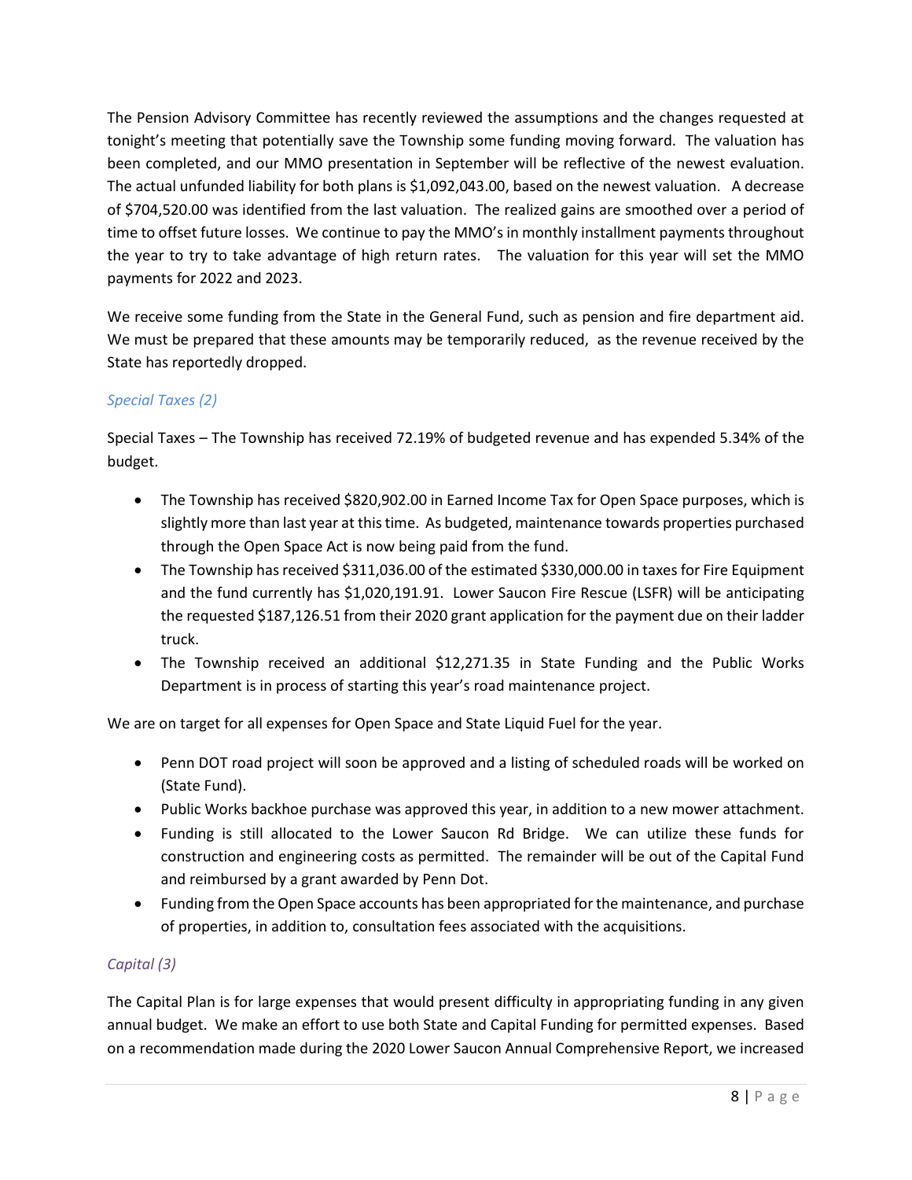The Pension Advisory Committee has recently reviewed the assumptions and the changes requested at tonight's meeting that potentially save the Township some funding moving forward. The valuation has been completed, and our MMO presentation in September will be reflective of the newest evaluation. The actual unfunded liability for both plans is $1,092,043.00, based on the newest valuation. A decrease of $704,520.00 was identified from the last valuation. The realized gains are smoothed over a period of time to offset future losses. We continue to pay the MMO's in monthly installment payments throughout the year to try to take advantage of high return rates. The valuation for this year will set the MMO payments for 2022 and 2023.

We receive some funding from the State in the General Fund, such as pension and fire department aid. We must be prepared that these amounts may be temporarily reduced, as the revenue received by the State has reportedly dropped.

*Special Taxes (2)*

Special Taxes – The Township has received 72.19% of budgeted revenue and has expended 5.34% of the budget.

- The Township has received $820,902.00 in Earned Income Tax for Open Space purposes, which is slightly more than last year at this time. As budgeted, maintenance towards properties purchased through the Open Space Act is now being paid from the fund.
- The Township has received $311,036.00 of the estimated $330,000.00 in taxes for Fire Equipment and the fund currently has $1,020,191.91. Lower Saucon Fire Rescue (LSFR) will be anticipating the requested $187,126.51 from their 2020 grant application for the payment due on their ladder truck.
- The Township received an additional $12,271.35 in State Funding and the Public Works Department is in process of starting this year's road maintenance project.

We are on target for all expenses for Open Space and State Liquid Fuel for the year.

- Penn DOT road project will soon be approved and a listing of scheduled roads will be worked on (State Fund).
- Public Works backhoe purchase was approved this year, in addition to a new mower attachment.
- Funding is still allocated to the Lower Saucon Rd Bridge. We can utilize these funds for construction and engineering costs as permitted. The remainder will be out of the Capital Fund and reimbursed by a grant awarded by Penn Dot.
- Funding from the Open Space accounts has been appropriated for the maintenance, and purchase of properties, in addition to, consultation fees associated with the acquisitions.

*Capital (3)*

The Capital Plan is for large expenses that would present difficulty in appropriating funding in any given annual budget. We make an effort to use both State and Capital Funding for permitted expenses. Based on a recommendation made during the 2020 Lower Saucon Annual Comprehensive Report, we increased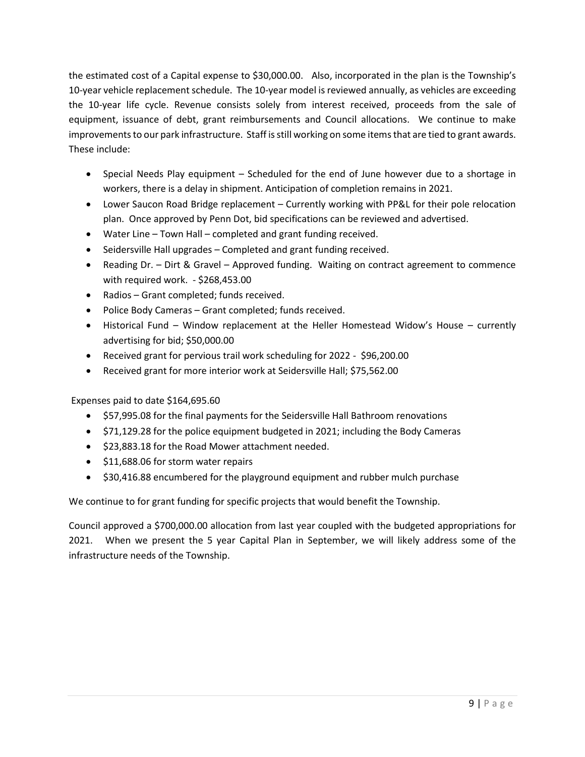the estimated cost of a Capital expense to $30,000.00. Also, incorporated in the plan is the Township's 10-year vehicle replacement schedule. The 10-year model is reviewed annually, as vehicles are exceeding the 10-year life cycle. Revenue consists solely from interest received, proceeds from the sale of equipment, issuance of debt, grant reimbursements and Council allocations. We continue to make improvements to our park infrastructure. Staff is still working on some items that are tied to grant awards. These include:

- Special Needs Play equipment – Scheduled for the end of June however due to a shortage in workers, there is a delay in shipment. Anticipation of completion remains in 2021.
- Lower Saucon Road Bridge replacement – Currently working with PP&L for their pole relocation plan. Once approved by Penn Dot, bid specifications can be reviewed and advertised.
- Water Line – Town Hall – completed and grant funding received.
- Seidersville Hall upgrades – Completed and grant funding received.
- Reading Dr. – Dirt & Gravel – Approved funding. Waiting on contract agreement to commence with required work. - $268,453.00
- Radios – Grant completed; funds received.
- Police Body Cameras – Grant completed; funds received.
- Historical Fund – Window replacement at the Heller Homestead Widow's House – currently advertising for bid; $50,000.00
- Received grant for pervious trail work scheduling for 2022 - $96,200.00
- Received grant for more interior work at Seidersville Hall; $75,562.00

Expenses paid to date $164,695.60

- $57,995.08 for the final payments for the Seidersville Hall Bathroom renovations
- $71,129.28 for the police equipment budgeted in 2021; including the Body Cameras
- $23,883.18 for the Road Mower attachment needed.
- $11,688.06 for storm water repairs
- $30,416.88 encumbered for the playground equipment and rubber mulch purchase

We continue to for grant funding for specific projects that would benefit the Township.

Council approved a $700,000.00 allocation from last year coupled with the budgeted appropriations for 2021. When we present the 5 year Capital Plan in September, we will likely address some of the infrastructure needs of the Township.